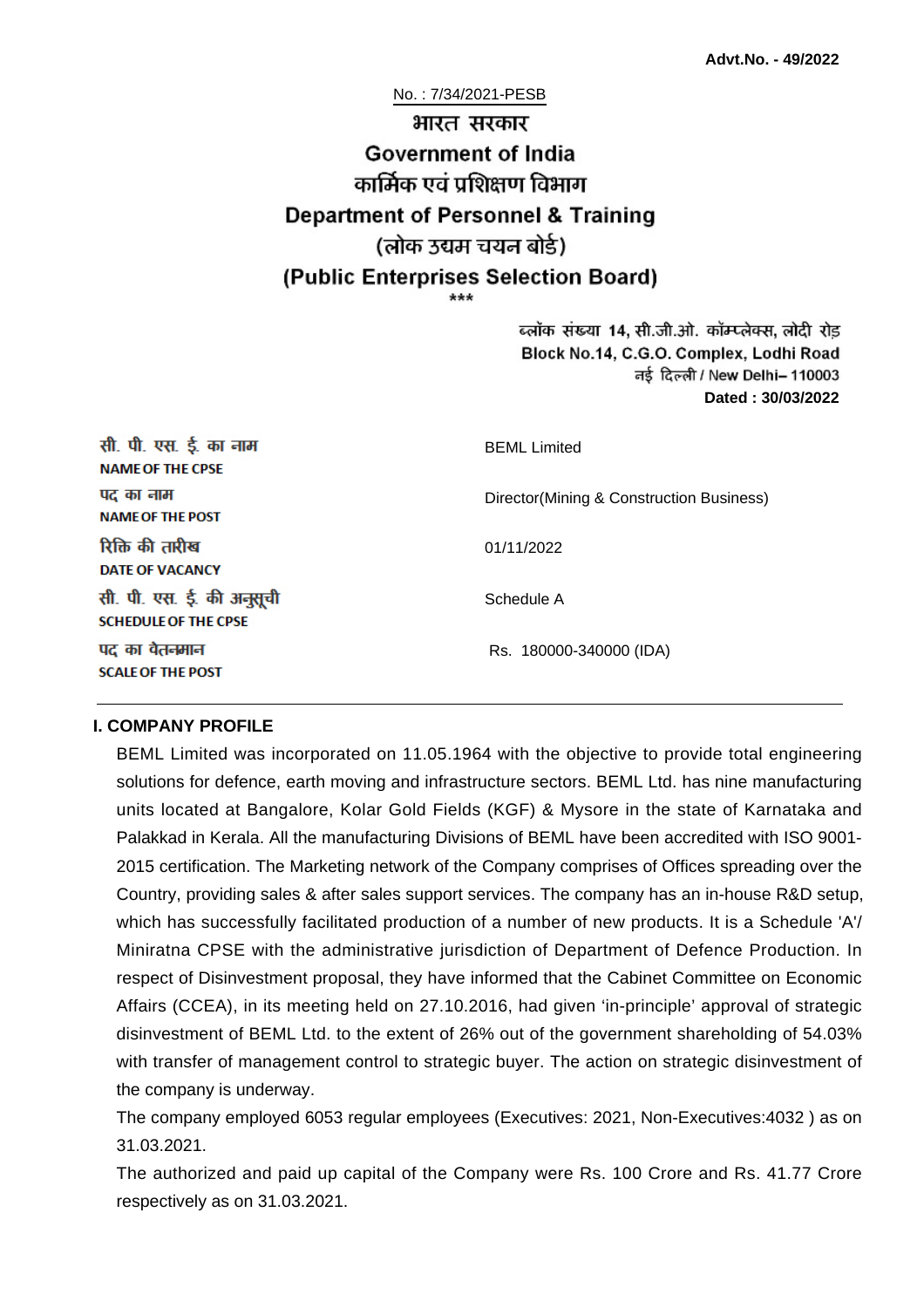**Advt.No. - 49/2022**

No. : 7/34/2021-PESB

# भारत सरकार
# Government of India
## कार्मिक एवं प्रशिक्षण विभाग
## Department of Personnel & Training
## (लोक उद्यम चयन बोर्ड)
## (Public Enterprises Selection Board)

\*\*\*

ब्लॉक संख्या 14, सी.जी.ओ. कॉम्प्लेक्स, लोदी रोड
Block No.14, C.G.O. Complex, Lodhi Road
नई दिल्ली / New Delhi– 110003
**Dated : 30/03/2022**

| | |
|---|---|
| सी. पी. एस. ई. का नाम<br>**NAME OF THE CPSE** | BEML Limited |
| पद का नाम<br>**NAME OF THE POST** | Director(Mining & Construction Business) |
| रिक्ति की तारीख<br>**DATE OF VACANCY** | 01/11/2022 |
| सी. पी. एस. ई. की अनुसूची<br>**SCHEDULE OF THE CPSE** | Schedule A |
| पद का वेतनमान<br>**SCALE OF THE POST** | Rs. 180000-340000 (IDA) |

### I. COMPANY PROFILE

BEML Limited was incorporated on 11.05.1964 with the objective to provide total engineering solutions for defence, earth moving and infrastructure sectors. BEML Ltd. has nine manufacturing units located at Bangalore, Kolar Gold Fields (KGF) & Mysore in the state of Karnataka and Palakkad in Kerala. All the manufacturing Divisions of BEML have been accredited with ISO 9001-2015 certification. The Marketing network of the Company comprises of Offices spreading over the Country, providing sales & after sales support services. The company has an in-house R&D setup, which has successfully facilitated production of a number of new products. It is a Schedule 'A'/ Miniratna CPSE with the administrative jurisdiction of Department of Defence Production. In respect of Disinvestment proposal, they have informed that the Cabinet Committee on Economic Affairs (CCEA), in its meeting held on 27.10.2016, had given 'in-principle' approval of strategic disinvestment of BEML Ltd. to the extent of 26% out of the government shareholding of 54.03% with transfer of management control to strategic buyer. The action on strategic disinvestment of the company is underway.

The company employed 6053 regular employees (Executives: 2021, Non-Executives:4032 ) as on 31.03.2021.

The authorized and paid up capital of the Company were Rs. 100 Crore and Rs. 41.77 Crore respectively as on 31.03.2021.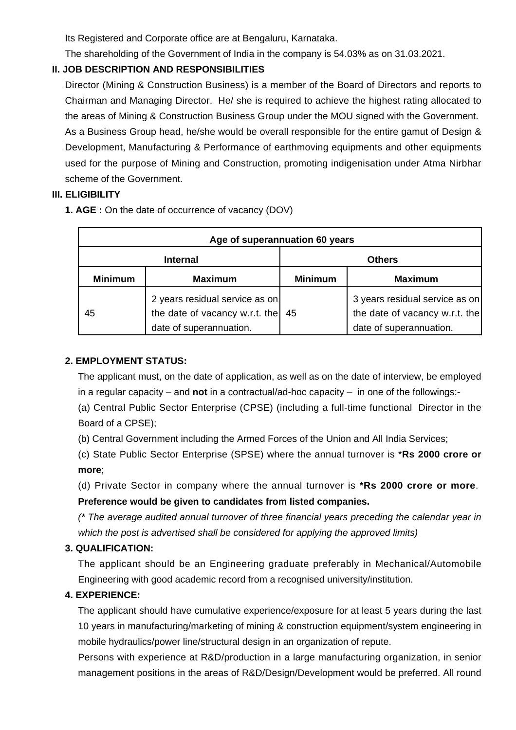Its Registered and Corporate office are at Bengaluru, Karnataka.

The shareholding of the Government of India in the company is 54.03% as on 31.03.2021.

## II. JOB DESCRIPTION AND RESPONSIBILITIES

Director (Mining & Construction Business) is a member of the Board of Directors and reports to Chairman and Managing Director. He/ she is required to achieve the highest rating allocated to the areas of Mining & Construction Business Group under the MOU signed with the Government.

As a Business Group head, he/she would be overall responsible for the entire gamut of Design & Development, Manufacturing & Performance of earthmoving equipments and other equipments used for the purpose of Mining and Construction, promoting indigenisation under Atma Nirbhar scheme of the Government.

## III. ELIGIBILITY

**1. AGE :** On the date of occurrence of vacancy (DOV)

| Age of superannuation 60 years | | | |
|---|---|---|---|
| **Internal** | | **Others** | |
| **Minimum** | **Maximum** | **Minimum** | **Maximum** |
| 45 | 2 years residual service as on the date of vacancy w.r.t. the date of superannuation. | 45 | 3 years residual service as on the date of vacancy w.r.t. the date of superannuation. |

**2. EMPLOYMENT STATUS:**

The applicant must, on the date of application, as well as on the date of interview, be employed in a regular capacity – and **not** in a contractual/ad-hoc capacity – in one of the followings:-

(a) Central Public Sector Enterprise (CPSE) (including a full-time functional Director in the Board of a CPSE);

(b) Central Government including the Armed Forces of the Union and All India Services;

(c) State Public Sector Enterprise (SPSE) where the annual turnover is ***Rs 2000 crore or more**;

(d) Private Sector in company where the annual turnover is ***Rs 2000 crore or more**.

**Preference would be given to candidates from listed companies.**

*(* The average audited annual turnover of three financial years preceding the calendar year in which the post is advertised shall be considered for applying the approved limits)*

**3. QUALIFICATION:**

The applicant should be an Engineering graduate preferably in Mechanical/Automobile Engineering with good academic record from a recognised university/institution.

**4. EXPERIENCE:**

The applicant should have cumulative experience/exposure for at least 5 years during the last 10 years in manufacturing/marketing of mining & construction equipment/system engineering in mobile hydraulics/power line/structural design in an organization of repute.

Persons with experience at R&D/production in a large manufacturing organization, in senior management positions in the areas of R&D/Design/Development would be preferred. All round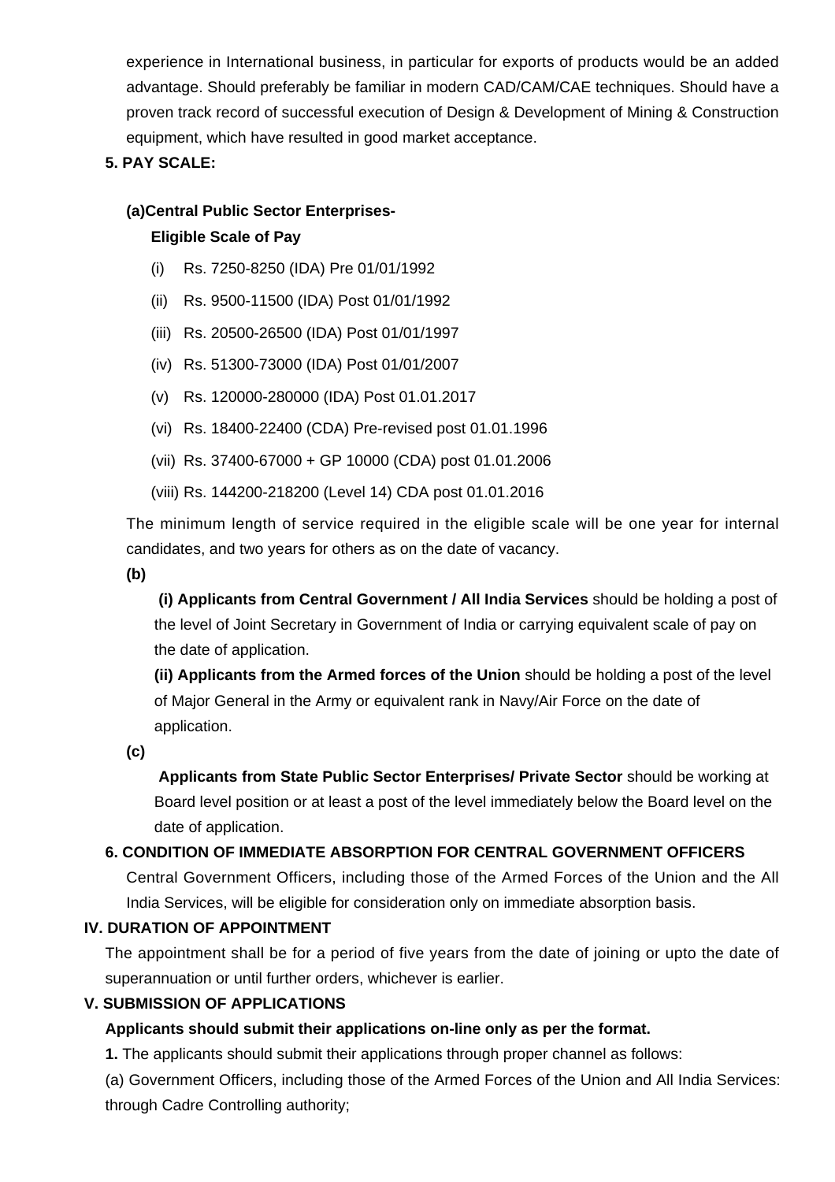experience in International business, in particular for exports of products would be an added advantage. Should preferably be familiar in modern CAD/CAM/CAE techniques. Should have a proven track record of successful execution of Design & Development of Mining & Construction equipment, which have resulted in good market acceptance.

**5. PAY SCALE:**

**(a)Central Public Sector Enterprises-**

**Eligible Scale of Pay**

(i) Rs. 7250-8250 (IDA) Pre 01/01/1992

(ii) Rs. 9500-11500 (IDA) Post 01/01/1992

(iii) Rs. 20500-26500 (IDA) Post 01/01/1997

(iv) Rs. 51300-73000 (IDA) Post 01/01/2007

(v) Rs. 120000-280000 (IDA) Post 01.01.2017

(vi) Rs. 18400-22400 (CDA) Pre-revised post 01.01.1996

(vii) Rs. 37400-67000 + GP 10000 (CDA) post 01.01.2006

(viii) Rs. 144200-218200 (Level 14) CDA post 01.01.2016

The minimum length of service required in the eligible scale will be one year for internal candidates, and two years for others as on the date of vacancy.

**(b)**

**(i) Applicants from Central Government / All India Services** should be holding a post of the level of Joint Secretary in Government of India or carrying equivalent scale of pay on the date of application.

**(ii) Applicants from the Armed forces of the Union** should be holding a post of the level of Major General in the Army or equivalent rank in Navy/Air Force on the date of application.

**(c)**

**Applicants from State Public Sector Enterprises/ Private Sector** should be working at Board level position or at least a post of the level immediately below the Board level on the date of application.

**6. CONDITION OF IMMEDIATE ABSORPTION FOR CENTRAL GOVERNMENT OFFICERS**

Central Government Officers, including those of the Armed Forces of the Union and the All India Services, will be eligible for consideration only on immediate absorption basis.

**IV. DURATION OF APPOINTMENT**

The appointment shall be for a period of five years from the date of joining or upto the date of superannuation or until further orders, whichever is earlier.

**V. SUBMISSION OF APPLICATIONS**

**Applicants should submit their applications on-line only as per the format.**

**1.** The applicants should submit their applications through proper channel as follows:

(a) Government Officers, including those of the Armed Forces of the Union and All India Services: through Cadre Controlling authority;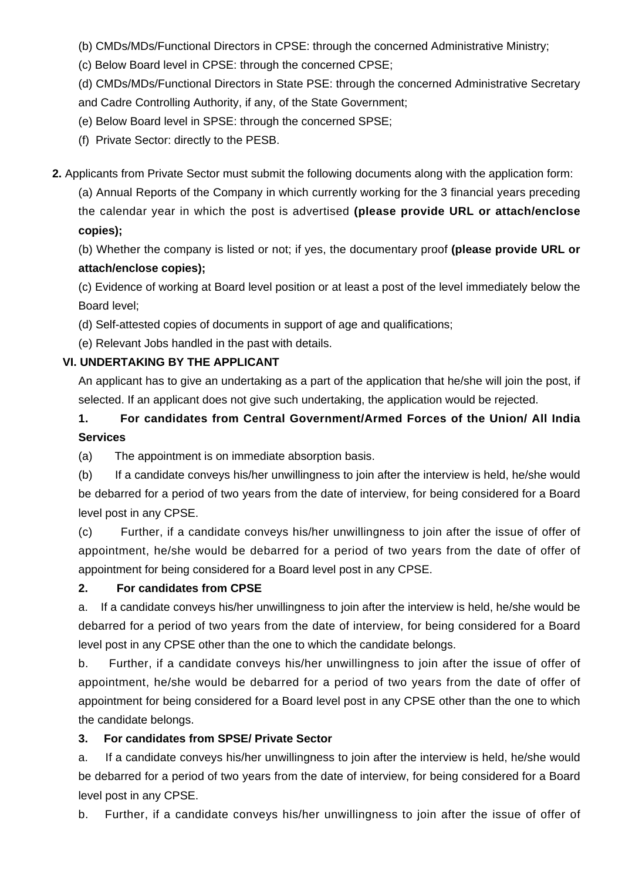(b) CMDs/MDs/Functional Directors in CPSE: through the concerned Administrative Ministry;

(c) Below Board level in CPSE: through the concerned CPSE;

(d) CMDs/MDs/Functional Directors in State PSE: through the concerned Administrative Secretary and Cadre Controlling Authority, if any, of the State Government;

(e) Below Board level in SPSE: through the concerned SPSE;

(f) Private Sector: directly to the PESB.

**2.** Applicants from Private Sector must submit the following documents along with the application form:

(a) Annual Reports of the Company in which currently working for the 3 financial years preceding the calendar year in which the post is advertised **(please provide URL or attach/enclose copies);**

(b) Whether the company is listed or not; if yes, the documentary proof **(please provide URL or attach/enclose copies);**

(c) Evidence of working at Board level position or at least a post of the level immediately below the Board level;

(d) Self-attested copies of documents in support of age and qualifications;

(e) Relevant Jobs handled in the past with details.

### VI. UNDERTAKING BY THE APPLICANT

An applicant has to give an undertaking as a part of the application that he/she will join the post, if selected. If an applicant does not give such undertaking, the application would be rejected.

**1. For candidates from Central Government/Armed Forces of the Union/ All India Services**

(a) The appointment is on immediate absorption basis.

(b) If a candidate conveys his/her unwillingness to join after the interview is held, he/she would be debarred for a period of two years from the date of interview, for being considered for a Board level post in any CPSE.

(c) Further, if a candidate conveys his/her unwillingness to join after the issue of offer of appointment, he/she would be debarred for a period of two years from the date of offer of appointment for being considered for a Board level post in any CPSE.

**2. For candidates from CPSE**

a. If a candidate conveys his/her unwillingness to join after the interview is held, he/she would be debarred for a period of two years from the date of interview, for being considered for a Board level post in any CPSE other than the one to which the candidate belongs.

b. Further, if a candidate conveys his/her unwillingness to join after the issue of offer of appointment, he/she would be debarred for a period of two years from the date of offer of appointment for being considered for a Board level post in any CPSE other than the one to which the candidate belongs.

**3. For candidates from SPSE/ Private Sector**

a. If a candidate conveys his/her unwillingness to join after the interview is held, he/she would be debarred for a period of two years from the date of interview, for being considered for a Board level post in any CPSE.

b. Further, if a candidate conveys his/her unwillingness to join after the issue of offer of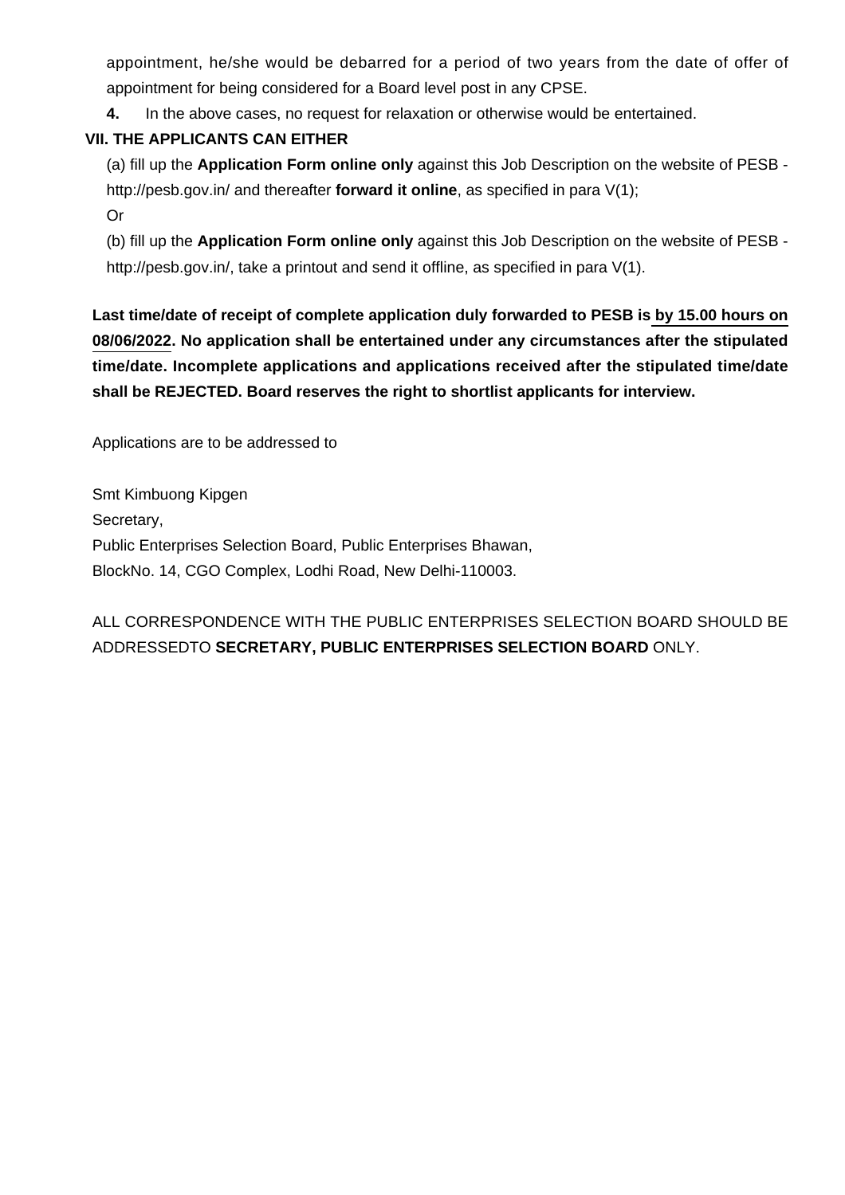appointment, he/she would be debarred for a period of two years from the date of offer of appointment for being considered for a Board level post in any CPSE.

**4.** In the above cases, no request for relaxation or otherwise would be entertained.

**VII. THE APPLICANTS CAN EITHER**

(a) fill up the **Application Form online only** against this Job Description on the website of PESB - http://pesb.gov.in/ and thereafter **forward it online**, as specified in para V(1);

Or

(b) fill up the **Application Form online only** against this Job Description on the website of PESB - http://pesb.gov.in/, take a printout and send it offline, as specified in para V(1).

**Last time/date of receipt of complete application duly forwarded to PESB is by 15.00 hours on 08/06/2022. No application shall be entertained under any circumstances after the stipulated time/date. Incomplete applications and applications received after the stipulated time/date shall be REJECTED. Board reserves the right to shortlist applicants for interview.**

Applications are to be addressed to

Smt Kimbuong Kipgen
Secretary,
Public Enterprises Selection Board, Public Enterprises Bhawan,
BlockNo. 14, CGO Complex, Lodhi Road, New Delhi-110003.

ALL CORRESPONDENCE WITH THE PUBLIC ENTERPRISES SELECTION BOARD SHOULD BE ADDRESSEDTO **SECRETARY, PUBLIC ENTERPRISES SELECTION BOARD** ONLY.